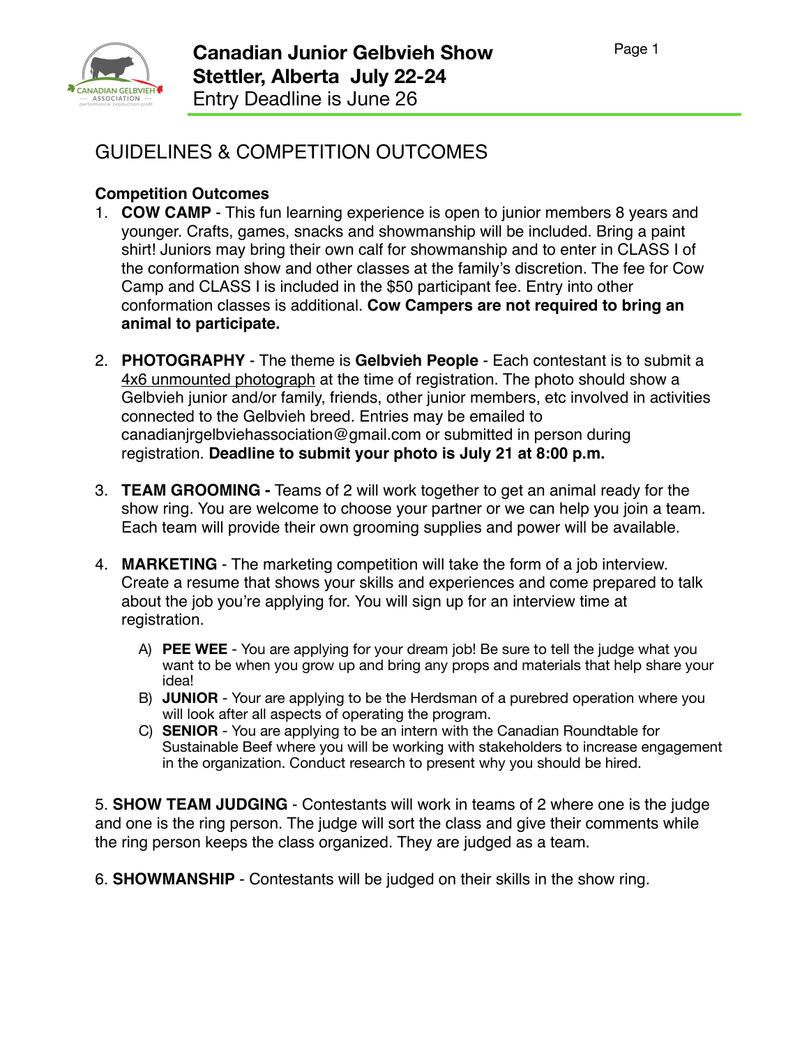# Canadian Junior Gelbvieh Show
## Stettler, Alberta July 22-24
Entry Deadline is June 26

## GUIDELINES & COMPETITION OUTCOMES

**Competition Outcomes**

1. **COW CAMP** - This fun learning experience is open to junior members 8 years and younger. Crafts, games, snacks and showmanship will be included. Bring a paint shirt! Juniors may bring their own calf for showmanship and to enter in CLASS I of the conformation show and other classes at the family's discretion. The fee for Cow Camp and CLASS I is included in the $50 participant fee. Entry into other conformation classes is additional. **Cow Campers are not required to bring an animal to participate.**

2. **PHOTOGRAPHY** - The theme is **Gelbvieh People** - Each contestant is to submit a 4x6 unmounted photograph at the time of registration. The photo should show a Gelbvieh junior and/or family, friends, other junior members, etc involved in activities connected to the Gelbvieh breed. Entries may be emailed to canadianjrgelbviehassociation@gmail.com or submitted in person during registration. **Deadline to submit your photo is July 21 at 8:00 p.m.**

3. **TEAM GROOMING -** Teams of 2 will work together to get an animal ready for the show ring. You are welcome to choose your partner or we can help you join a team. Each team will provide their own grooming supplies and power will be available.

4. **MARKETING** - The marketing competition will take the form of a job interview. Create a resume that shows your skills and experiences and come prepared to talk about the job you're applying for. You will sign up for an interview time at registration.

    A) **PEE WEE** - You are applying for your dream job! Be sure to tell the judge what you want to be when you grow up and bring any props and materials that help share your idea!
    B) **JUNIOR** - Your are applying to be the Herdsman of a purebred operation where you will look after all aspects of operating the program.
    C) **SENIOR** - You are applying to be an intern with the Canadian Roundtable for Sustainable Beef where you will be working with stakeholders to increase engagement in the organization. Conduct research to present why you should be hired.

5. **SHOW TEAM JUDGING** - Contestants will work in teams of 2 where one is the judge and one is the ring person. The judge will sort the class and give their comments while the ring person keeps the class organized. They are judged as a team.

6. **SHOWMANSHIP** - Contestants will be judged on their skills in the show ring.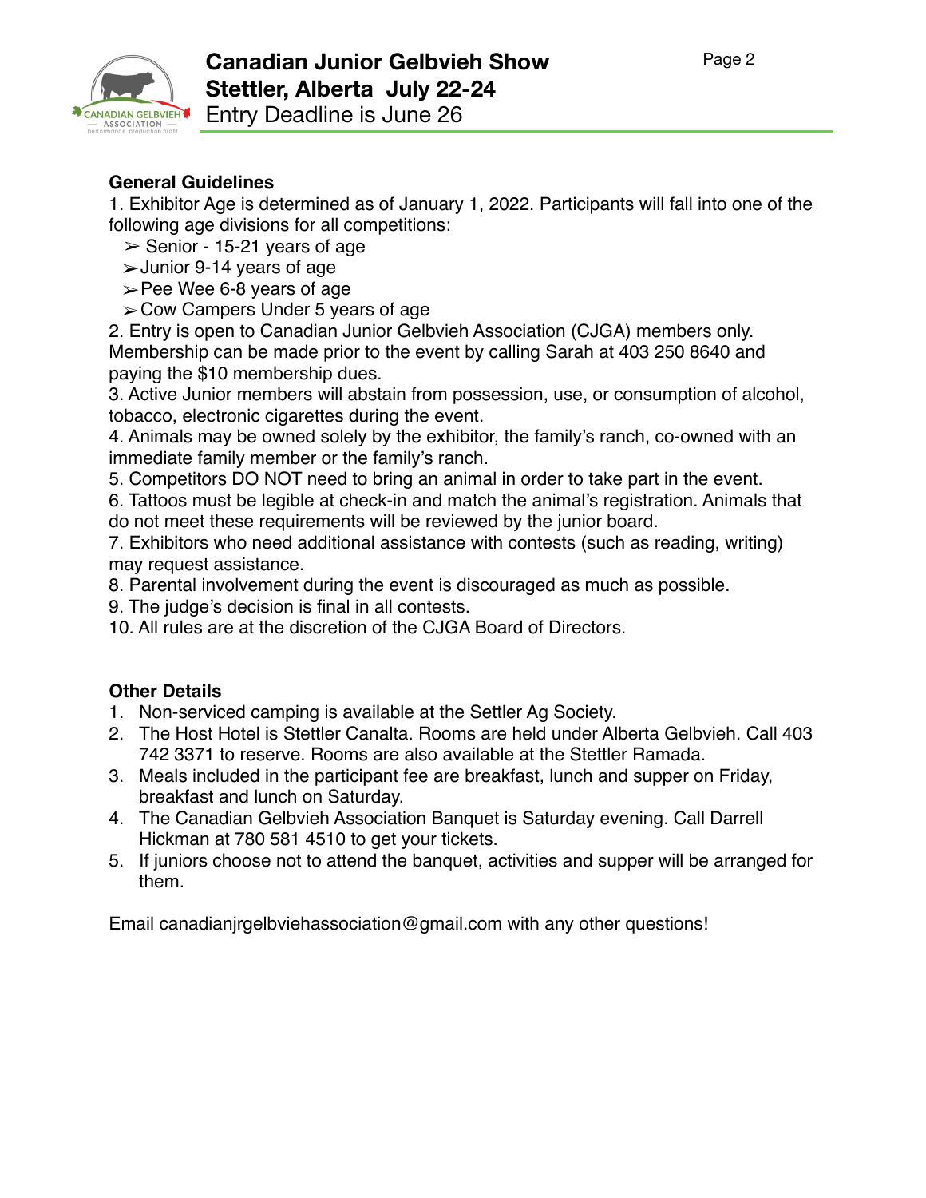# Canadian Junior Gelbvieh Show
## Stettler, Alberta July 22-24
Entry Deadline is June 26

**General Guidelines**

1. Exhibitor Age is determined as of January 1, 2022. Participants will fall into one of the following age divisions for all competitions:
   - ➢ Senior - 15-21 years of age
   - ➢ Junior 9-14 years of age
   - ➢ Pee Wee 6-8 years of age
   - ➢ Cow Campers Under 5 years of age
2. Entry is open to Canadian Junior Gelbvieh Association (CJGA) members only. Membership can be made prior to the event by calling Sarah at 403 250 8640 and paying the $10 membership dues.
3. Active Junior members will abstain from possession, use, or consumption of alcohol, tobacco, electronic cigarettes during the event.
4. Animals may be owned solely by the exhibitor, the family's ranch, co-owned with an immediate family member or the family's ranch.
5. Competitors DO NOT need to bring an animal in order to take part in the event.
6. Tattoos must be legible at check-in and match the animal's registration. Animals that do not meet these requirements will be reviewed by the junior board.
7. Exhibitors who need additional assistance with contests (such as reading, writing) may request assistance.
8. Parental involvement during the event is discouraged as much as possible.
9. The judge's decision is final in all contests.
10. All rules are at the discretion of the CJGA Board of Directors.

**Other Details**

1. Non-serviced camping is available at the Settler Ag Society.
2. The Host Hotel is Stettler Canalta. Rooms are held under Alberta Gelbvieh. Call 403 742 3371 to reserve. Rooms are also available at the Stettler Ramada.
3. Meals included in the participant fee are breakfast, lunch and supper on Friday, breakfast and lunch on Saturday.
4. The Canadian Gelbvieh Association Banquet is Saturday evening. Call Darrell Hickman at 780 581 4510 to get your tickets.
5. If juniors choose not to attend the banquet, activities and supper will be arranged for them.

Email canadianjrgelbviehassociation@gmail.com with any other questions!